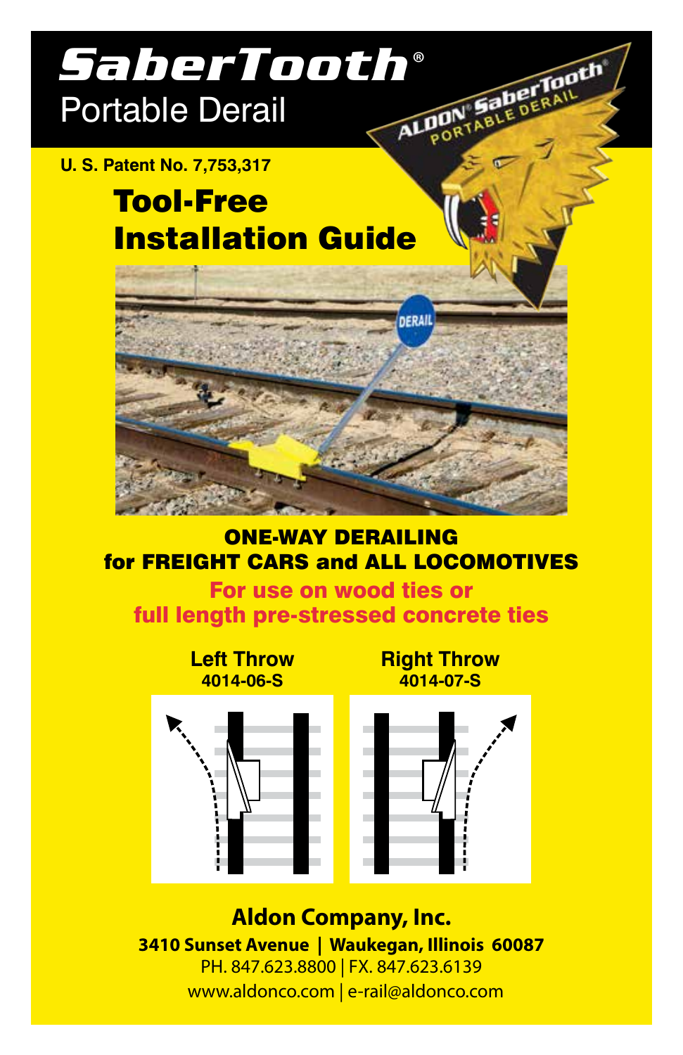# SaberTooth®
Portable Derail

**U. S. Patent No. 7,753,317**

## Tool-Free Installation Guide

**ONE-WAY DERAILING**
**for FREIGHT CARS and ALL LOCOMOTIVES**

**For use on wood ties or full length pre-stressed concrete ties**

**Left Throw**
**4014-06-S**

**Right Throw**
**4014-07-S**

**Aldon Company, Inc.**
**3410 Sunset Avenue | Waukegan, Illinois 60087**
PH. 847.623.8800 | FX. 847.623.6139
www.aldonco.com | e-rail@aldonco.com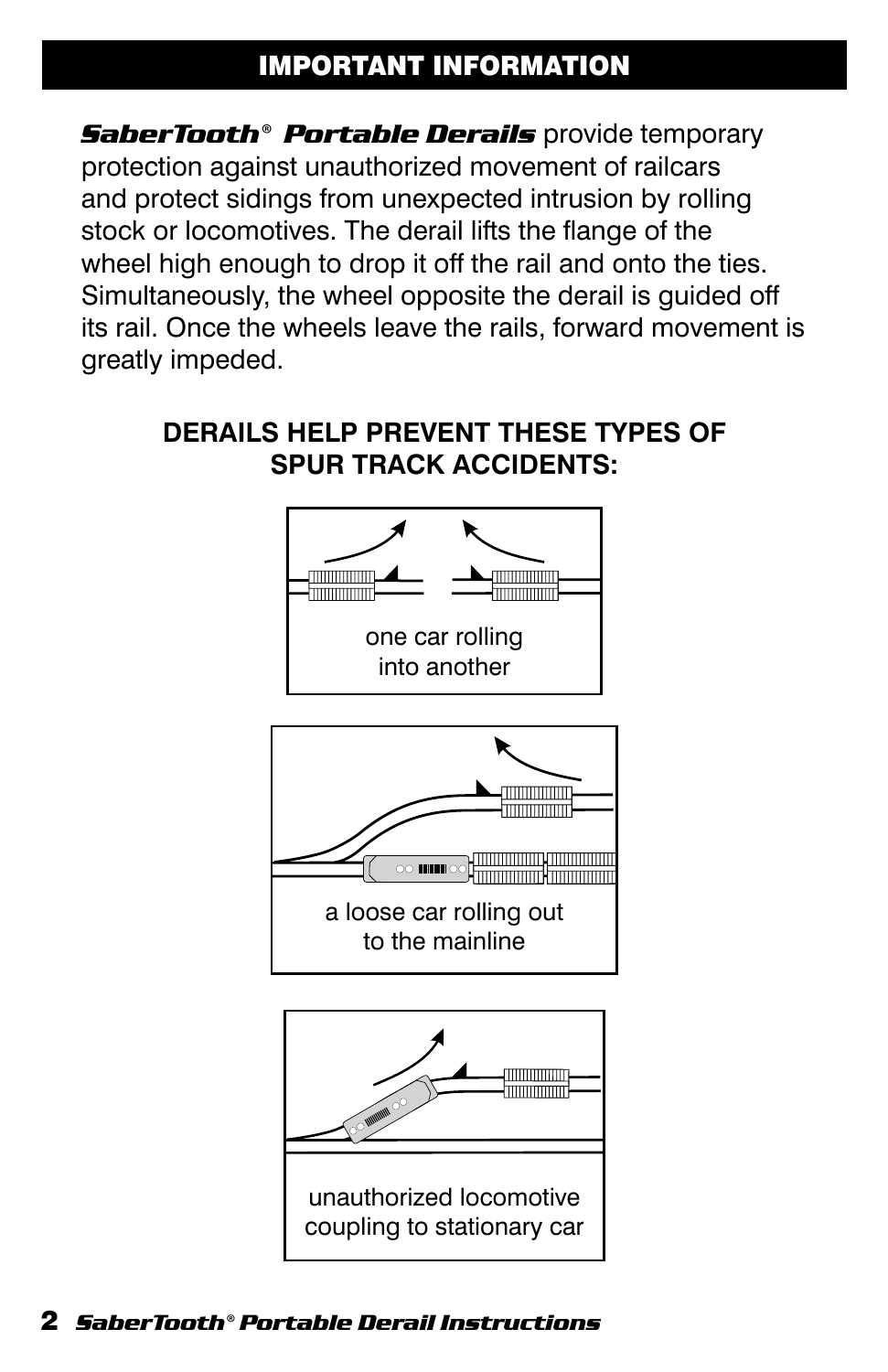## IMPORTANT INFORMATION

***SaberTooth® Portable Derails*** provide temporary protection against unauthorized movement of railcars and protect sidings from unexpected intrusion by rolling stock or locomotives. The derail lifts the flange of the wheel high enough to drop it off the rail and onto the ties. Simultaneously, the wheel opposite the derail is guided off its rail. Once the wheels leave the rails, forward movement is greatly impeded.

**DERAILS HELP PREVENT THESE TYPES OF SPUR TRACK ACCIDENTS:**

one car rolling into another

a loose car rolling out to the mainline

unauthorized locomotive coupling to stationary car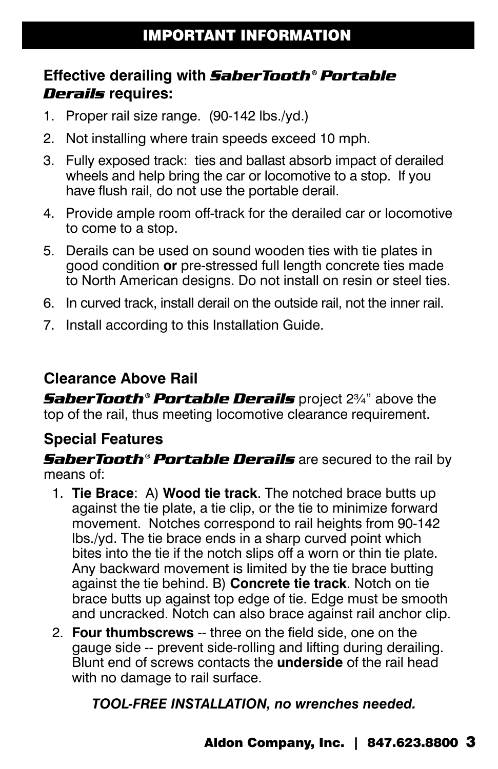## IMPORTANT INFORMATION

### Effective derailing with ***SaberTooth® Portable Derails*** requires:

1. Proper rail size range. (90-142 lbs./yd.)
2. Not installing where train speeds exceed 10 mph.
3. Fully exposed track: ties and ballast absorb impact of derailed wheels and help bring the car or locomotive to a stop. If you have flush rail, do not use the portable derail.
4. Provide ample room off-track for the derailed car or locomotive to come to a stop.
5. Derails can be used on sound wooden ties with tie plates in good condition **or** pre-stressed full length concrete ties made to North American designs. Do not install on resin or steel ties.
6. In curved track, install derail on the outside rail, not the inner rail.
7. Install according to this Installation Guide.

### Clearance Above Rail

***SaberTooth® Portable Derails*** project 2¾" above the top of the rail, thus meeting locomotive clearance requirement.

### Special Features

***SaberTooth® Portable Derails*** are secured to the rail by means of:

1. **Tie Brace**: A) **Wood tie track**. The notched brace butts up against the tie plate, a tie clip, or the tie to minimize forward movement. Notches correspond to rail heights from 90-142 lbs./yd. The tie brace ends in a sharp curved point which bites into the tie if the notch slips off a worn or thin tie plate. Any backward movement is limited by the tie brace butting against the tie behind. B) **Concrete tie track**. Notch on tie brace butts up against top edge of tie. Edge must be smooth and uncracked. Notch can also brace against rail anchor clip.
2. **Four thumbscrews** -- three on the field side, one on the gauge side -- prevent side-rolling and lifting during derailing. Blunt end of screws contacts the **underside** of the rail head with no damage to rail surface.

***TOOL-FREE INSTALLATION, no wrenches needed.***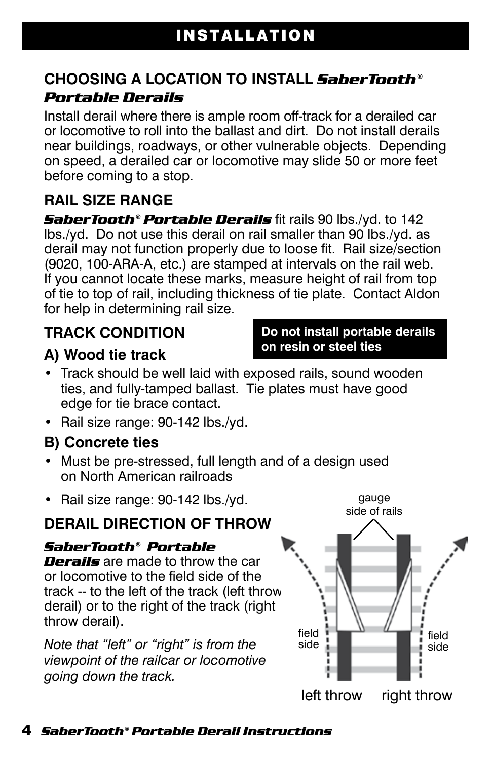# INSTALLATION

## CHOOSING A LOCATION TO INSTALL *SaberTooth®* *Portable Derails*

Install derail where there is ample room off-track for a derailed car or locomotive to roll into the ballast and dirt. Do not install derails near buildings, roadways, or other vulnerable objects. Depending on speed, a derailed car or locomotive may slide 50 or more feet before coming to a stop.

## RAIL SIZE RANGE

***SaberTooth® Portable Derails*** fit rails 90 lbs./yd. to 142 lbs./yd. Do not use this derail on rail smaller than 90 lbs./yd. as derail may not function properly due to loose fit. Rail size/section (9020, 100-ARA-A, etc.) are stamped at intervals on the rail web. If you cannot locate these marks, measure height of rail from top of tie to top of rail, including thickness of tie plate. Contact Aldon for help in determining rail size.

## TRACK CONDITION

**Do not install portable derails on resin or steel ties**

### A) Wood tie track

- Track should be well laid with exposed rails, sound wooden ties, and fully-tamped ballast. Tie plates must have good edge for tie brace contact.
- Rail size range: 90-142 lbs./yd.

### B) Concrete ties

- Must be pre-stressed, full length and of a design used on North American railroads
- Rail size range: 90-142 lbs./yd.

## DERAIL DIRECTION OF THROW

***SaberTooth® Portable Derails*** are made to throw the car or locomotive to the field side of the track -- to the left of the track (left throw derail) or to the right of the track (right throw derail).

*Note that "left" or "right" is from the viewpoint of the railcar or locomotive going down the track.*

gauge side of rails

field side

field side

left throw right throw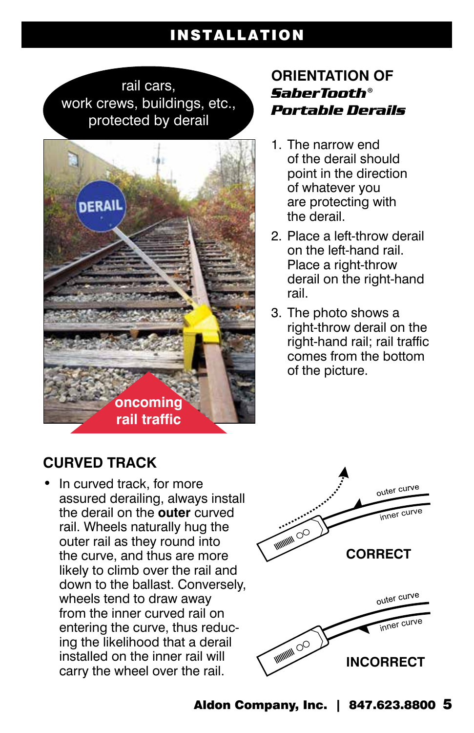# INSTALLATION

rail cars, work crews, buildings, etc., protected by derail

oncoming rail traffic

## ORIENTATION OF *SaberTooth®* *Portable Derails*

1. The narrow end of the derail should point in the direction of whatever you are protecting with the derail.
2. Place a left-throw derail on the left-hand rail. Place a right-throw derail on the right-hand rail.
3. The photo shows a right-throw derail on the right-hand rail; rail traffic comes from the bottom of the picture.

## CURVED TRACK

- In curved track, for more assured derailing, always install the derail on the **outer** curved rail. Wheels naturally hug the outer rail as they round into the curve, and thus are more likely to climb over the rail and down to the ballast. Conversely, wheels tend to draw away from the inner curved rail on entering the curve, thus reducing the likelihood that a derail installed on the inner rail will carry the wheel over the rail.

outer curve

inner curve

**CORRECT**

outer curve

inner curve

**INCORRECT**

**Aldon Company, Inc. | 847.623.8800**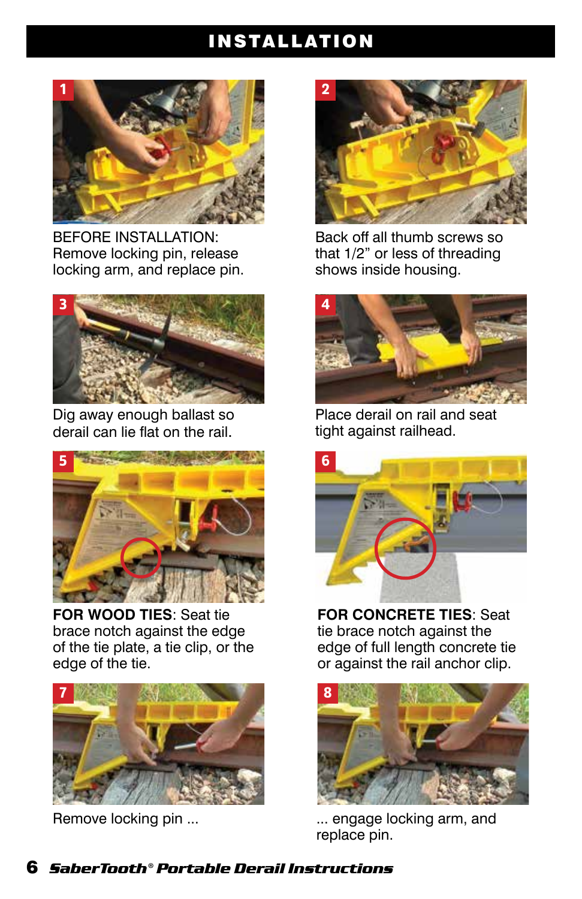# INSTALLATION

1. BEFORE INSTALLATION: Remove locking pin, release locking arm, and replace pin.

2. Back off all thumb screws so that 1/2" or less of threading shows inside housing.

3. Dig away enough ballast so derail can lie flat on the rail.

4. Place derail on rail and seat tight against railhead.

5. **FOR WOOD TIES**: Seat tie brace notch against the edge of the tie plate, a tie clip, or the edge of the tie.

6. **FOR CONCRETE TIES**: Seat tie brace notch against the edge of full length concrete tie or against the rail anchor clip.

7. Remove locking pin ...

8. ... engage locking arm, and replace pin.

*SaberTooth® Portable Derail Instructions*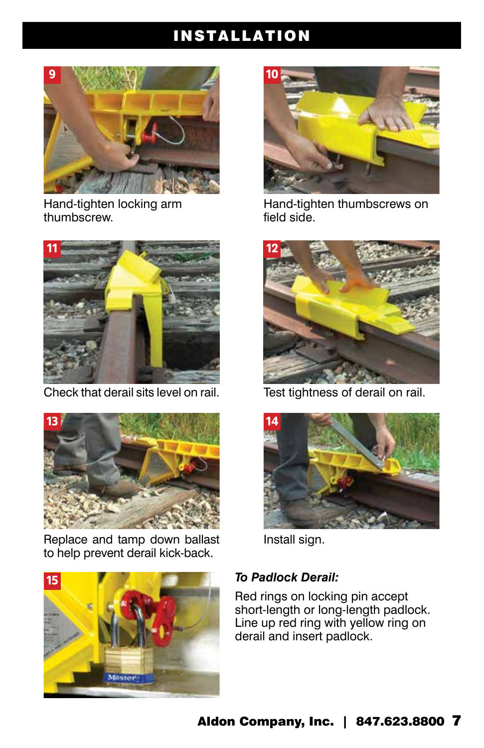## INSTALLATION

9 Hand-tighten locking arm thumbscrew.

10 Hand-tighten thumbscrews on field side.

11 Check that derail sits level on rail.

12 Test tightness of derail on rail.

13 Replace and tamp down ballast to help prevent derail kick-back.

14 Install sign.

15

***To Padlock Derail:***

Red rings on locking pin accept short-length or long-length padlock. Line up red ring with yellow ring on derail and insert padlock.

**Aldon Company, Inc. | 847.623.8800**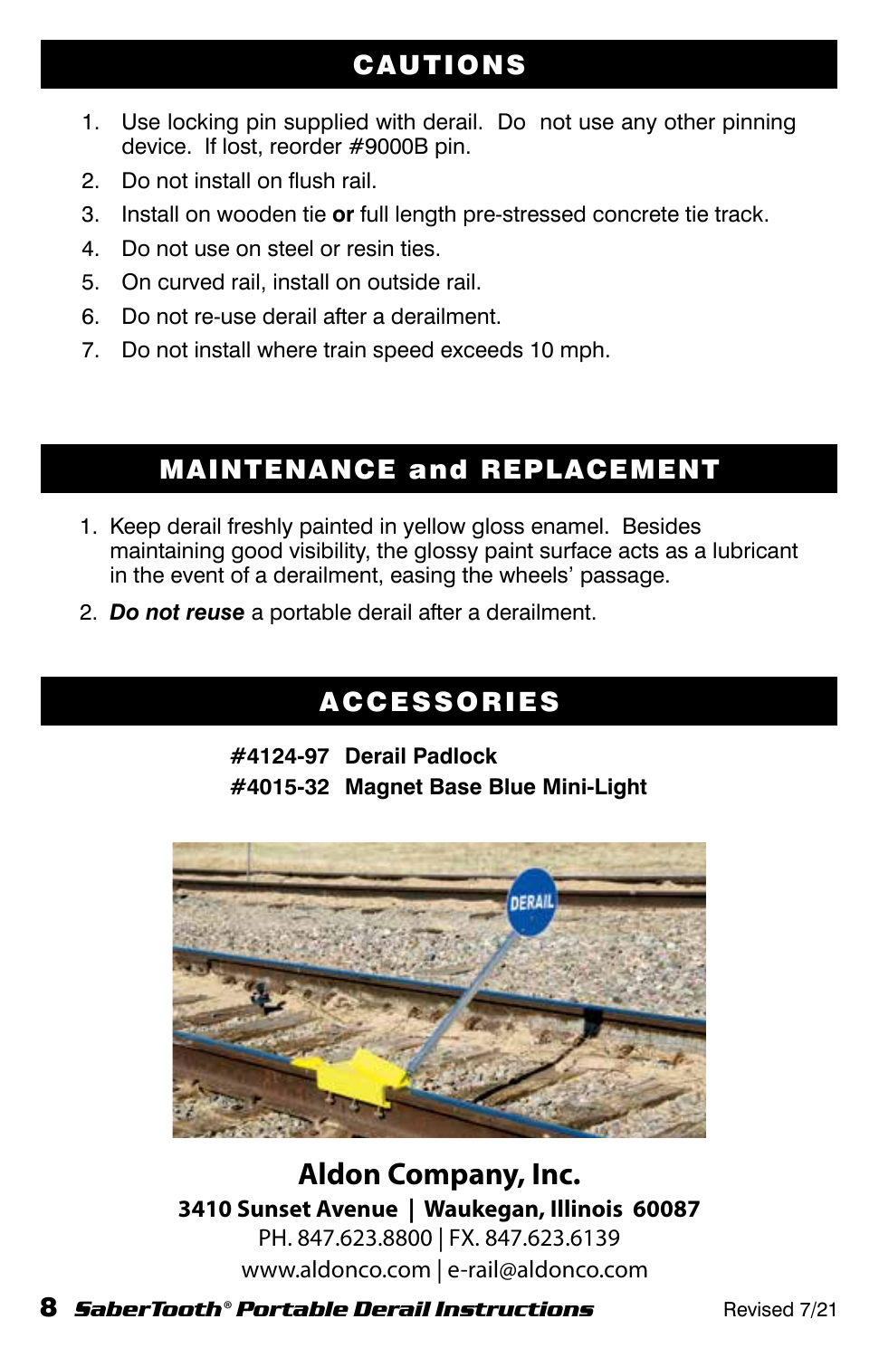## CAUTIONS

1. Use locking pin supplied with derail. Do not use any other pinning device. If lost, reorder #9000B pin.
2. Do not install on flush rail.
3. Install on wooden tie **or** full length pre-stressed concrete tie track.
4. Do not use on steel or resin ties.
5. On curved rail, install on outside rail.
6. Do not re-use derail after a derailment.
7. Do not install where train speed exceeds 10 mph.

## MAINTENANCE and REPLACEMENT

1. Keep derail freshly painted in yellow gloss enamel. Besides maintaining good visibility, the glossy paint surface acts as a lubricant in the event of a derailment, easing the wheels' passage.
2. ***Do not reuse*** a portable derail after a derailment.

## ACCESSORIES

**#4124-97 Derail Padlock**
**#4015-32 Magnet Base Blue Mini-Light**

**Aldon Company, Inc.**
**3410 Sunset Avenue | Waukegan, Illinois 60087**
PH. 847.623.8800 | FX. 847.623.6139
www.aldonco.com | e-rail@aldonco.com

***SaberTooth® Portable Derail Instructions*** Revised 7/21